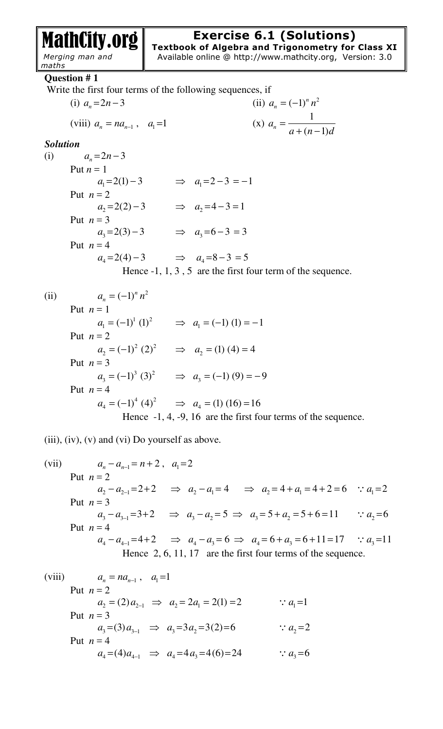# Exercise 6.1 (Solutions)

**Textbook of Algebra and Trigonometry for Class XI**

**Question # 1**

Write the first four terms of the following sequences, if

(i) $a_n = 2n - 3$  (ii) $a_n = (-1)^n n^2$

(viii) $a_n = na_{n-1}$, $a_1 = 1$  (x) $a_n = \dfrac{1}{a+(n-1)d}$

***Solution***

(i) $a_n = 2n - 3$

Put $n = 1$

$a_1 = 2(1) - 3 \quad \Rightarrow \quad a_1 = 2 - 3 = -1$

Put $n = 2$

$a_2 = 2(2) - 3 \quad \Rightarrow \quad a_2 = 4 - 3 = 1$

Put $n = 3$

$a_3 = 2(3) - 3 \quad \Rightarrow \quad a_3 = 6 - 3 = 3$

Put $n = 4$

$a_4 = 2(4) - 3 \quad \Rightarrow \quad a_4 = 8 - 3 = 5$

Hence -1, 1, 3 , 5 are the first four term of the sequence.

(ii) $a_n = (-1)^n n^2$

Put $n = 1$

$a_1 = (-1)^1 (1)^2 \quad \Rightarrow \quad a_1 = (-1)(1) = -1$

Put $n = 2$

$a_2 = (-1)^2 (2)^2 \quad \Rightarrow \quad a_2 = (1)(4) = 4$

Put $n = 3$

$a_3 = (-1)^3 (3)^2 \quad \Rightarrow \quad a_3 = (-1)(9) = -9$

Put $n = 4$

$a_4 = (-1)^4 (4)^2 \quad \Rightarrow \quad a_4 = (1)(16) = 16$

Hence -1, 4, -9, 16 are the first four terms of the sequence.

(iii), (iv), (v) and (vi) Do yourself as above.

(vii) $a_n - a_{n-1} = n + 2$, $a_1 = 2$

Put $n = 2$

$a_2 - a_{2-1} = 2 + 2 \quad \Rightarrow \quad a_2 - a_1 = 4 \quad \Rightarrow \quad a_2 = 4 + a_1 = 4 + 2 = 6 \quad \because a_1 = 2$

Put $n = 3$

$a_3 - a_{3-1} = 3 + 2 \quad \Rightarrow \quad a_3 - a_2 = 5 \Rightarrow \quad a_3 = 5 + a_2 = 5 + 6 = 11 \quad \because a_2 = 6$

Put $n = 4$

$a_4 - a_{4-1} = 4 + 2 \quad \Rightarrow \quad a_4 - a_3 = 6 \Rightarrow \quad a_4 = 6 + a_3 = 6 + 11 = 17 \quad \because a_3 = 11$

Hence 2, 6, 11, 17 are the first four terms of the sequence.

(viii) $a_n = na_{n-1}$, $a_1 = 1$

Put $n = 2$

$a_2 = (2)a_{2-1} \quad \Rightarrow \quad a_2 = 2a_1 = 2(1) = 2 \quad \because a_1 = 1$

Put $n = 3$

$a_3 = (3)a_{3-1} \quad \Rightarrow \quad a_3 = 3a_2 = 3(2) = 6 \quad \because a_2 = 2$

Put $n = 4$

$a_4 = (4)a_{4-1} \quad \Rightarrow \quad a_4 = 4a_3 = 4(6) = 24 \quad \because a_3 = 6$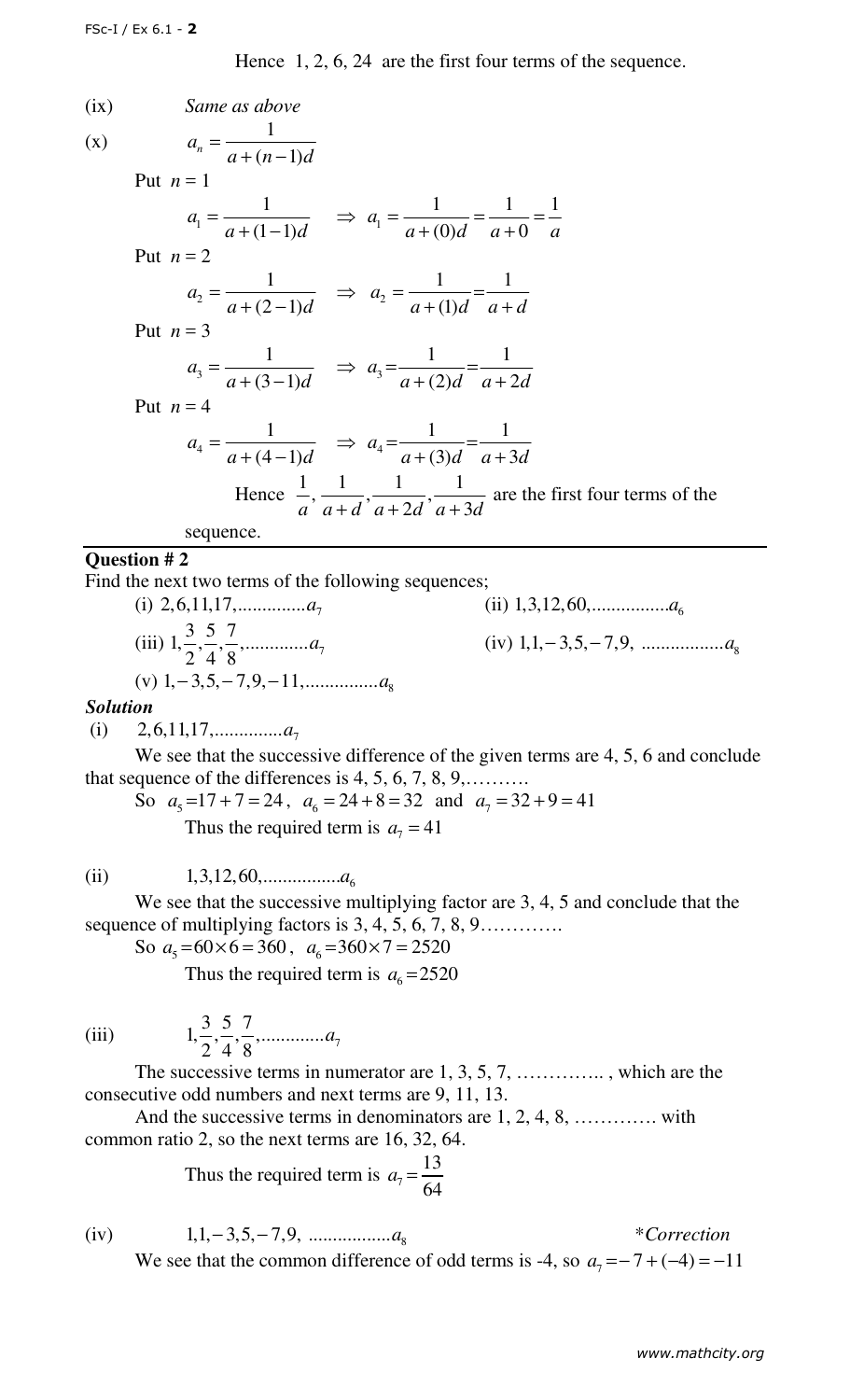Hence $1, 2, 6, 24$ are the first four terms of the sequence.

(ix) *Same as above*

(x) $a_n = \dfrac{1}{a+(n-1)d}$

Put $n = 1$

$$a_1 = \frac{1}{a+(1-1)d} \quad \Rightarrow \quad a_1 = \frac{1}{a+(0)d} = \frac{1}{a+0} = \frac{1}{a}$$

Put $n = 2$

$$a_2 = \frac{1}{a+(2-1)d} \quad \Rightarrow \quad a_2 = \frac{1}{a+(1)d} = \frac{1}{a+d}$$

Put $n = 3$

$$a_3 = \frac{1}{a+(3-1)d} \quad \Rightarrow \quad a_3 = \frac{1}{a+(2)d} = \frac{1}{a+2d}$$

Put $n = 4$

$$a_4 = \frac{1}{a+(4-1)d} \quad \Rightarrow \quad a_4 = \frac{1}{a+(3)d} = \frac{1}{a+3d}$$

Hence $\dfrac{1}{a}, \dfrac{1}{a+d}, \dfrac{1}{a+2d}, \dfrac{1}{a+3d}$ are the first four terms of the sequence.

---

### Question # 2

Find the next two terms of the following sequences;

(i) $2, 6, 11, 17, \ldots\ldots\ldots\ldots a_7$

(ii) $1, 3, 12, 60, \ldots\ldots\ldots\ldots a_6$

(iii) $1, \dfrac{3}{2}, \dfrac{5}{4}, \dfrac{7}{8}, \ldots\ldots\ldots\ldots a_7$

(iv) $1, 1, -3, 5, -7, 9, \ldots\ldots\ldots\ldots a_8$

(v) $1, -3, 5, -7, 9, -11, \ldots\ldots\ldots\ldots a_8$

***Solution***

(i) $2, 6, 11, 17, \ldots\ldots\ldots\ldots a_7$

We see that the successive difference of the given terms are 4, 5, 6 and conclude that sequence of the differences is 4, 5, 6, 7, 8, 9,……….

So $a_5 = 17 + 7 = 24$, $a_6 = 24 + 8 = 32$ and $a_7 = 32 + 9 = 41$

Thus the required term is $a_7 = 41$

(ii) $1, 3, 12, 60, \ldots\ldots\ldots\ldots a_6$

We see that the successive multiplying factor are 3, 4, 5 and conclude that the sequence of multiplying factors is 3, 4, 5, 6, 7, 8, 9………….

So $a_5 = 60 \times 6 = 360$, $a_6 = 360 \times 7 = 2520$

Thus the required term is $a_6 = 2520$

(iii) $1, \dfrac{3}{2}, \dfrac{5}{4}, \dfrac{7}{8}, \ldots\ldots\ldots\ldots a_7$

The successive terms in numerator are 1, 3, 5, 7, ………….. , which are the consecutive odd numbers and next terms are 9, 11, 13.

And the successive terms in denominators are 1, 2, 4, 8, …………. with common ratio 2, so the next terms are 16, 32, 64.

Thus the required term is $a_7 = \dfrac{13}{64}$

(iv) $1, 1, -3, 5, -7, 9, \ldots\ldots\ldots\ldots a_8$ *\*Correction*

We see that the common difference of odd terms is -4, so $a_7 = -7 + (-4) = -11$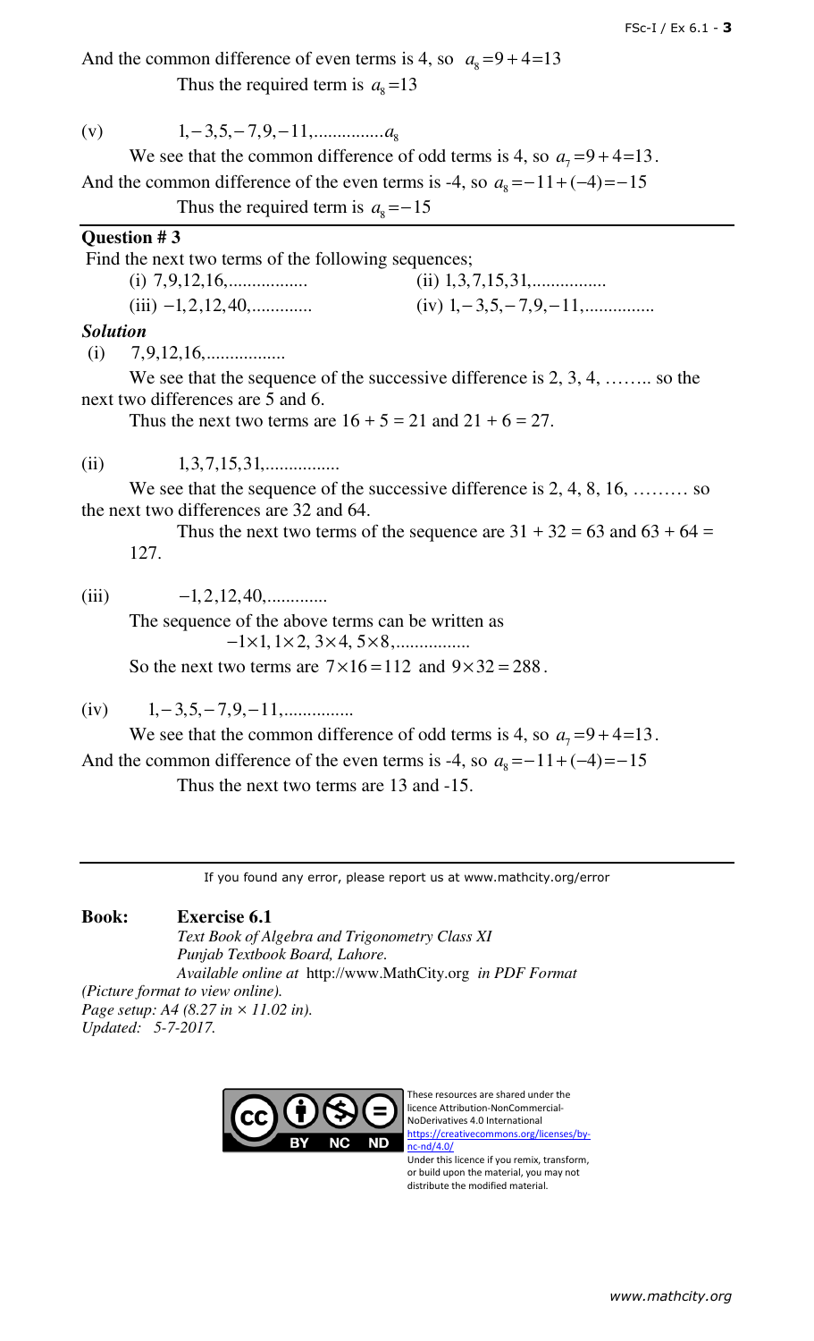And the common difference of even terms is 4, so $a_8 = 9 + 4 = 13$

Thus the required term is $a_8 = 13$

(v) $1, -3, 5, -7, 9, -11, ..............., a_8$

We see that the common difference of odd terms is 4, so $a_7 = 9 + 4 = 13$.

And the common difference of the even terms is -4, so $a_8 = -11 + (-4) = -15$

Thus the required term is $a_8 = -15$

---

## Question # 3

Find the next two terms of the following sequences;

(i) $7, 9, 12, 16, .................$ (ii) $1, 3, 7, 15, 31, ................$

(iii) $-1, 2, 12, 40, .............$ (iv) $1, -3, 5, -7, 9, -11, ...............$

### *Solution*

(i) $7, 9, 12, 16, .................$

We see that the sequence of the successive difference is 2, 3, 4, …….. so the next two differences are 5 and 6.

Thus the next two terms are 16 + 5 = 21 and 21 + 6 = 27.

(ii) $1, 3, 7, 15, 31, ................$

We see that the sequence of the successive difference is 2, 4, 8, 16, ……… so the next two differences are 32 and 64.

Thus the next two terms of the sequence are 31 + 32 = 63 and 63 + 64 = 127.

(iii) $-1, 2, 12, 40, .............$

The sequence of the above terms can be written as

$$-1\times 1,\ 1\times 2,\ 3\times 4,\ 5\times 8, ................$$

So the next two terms are $7\times 16 = 112$ and $9\times 32 = 288$.

(iv) $1, -3, 5, -7, 9, -11, ...............$

We see that the common difference of odd terms is 4, so $a_7 = 9 + 4 = 13$.

And the common difference of the even terms is -4, so $a_8 = -11 + (-4) = -15$

Thus the next two terms are 13 and -15.

---

If you found any error, please report us at www.mathcity.org/error

**Book:** **Exercise 6.1**

*Text Book of Algebra and Trigonometry Class XI*

*Punjab Textbook Board, Lahore.*

*Available online at* http://www.MathCity.org *in PDF Format (Picture format to view online).*

*Page setup: A4 (8.27 in × 11.02 in).*

*Updated: 5-7-2017.*

These resources are shared under the licence Attribution-NonCommercial-NoDerivatives 4.0 International https://creativecommons.org/licenses/by-nc-nd/4.0/

Under this licence if you remix, transform, or build upon the material, you may not distribute the modified material.